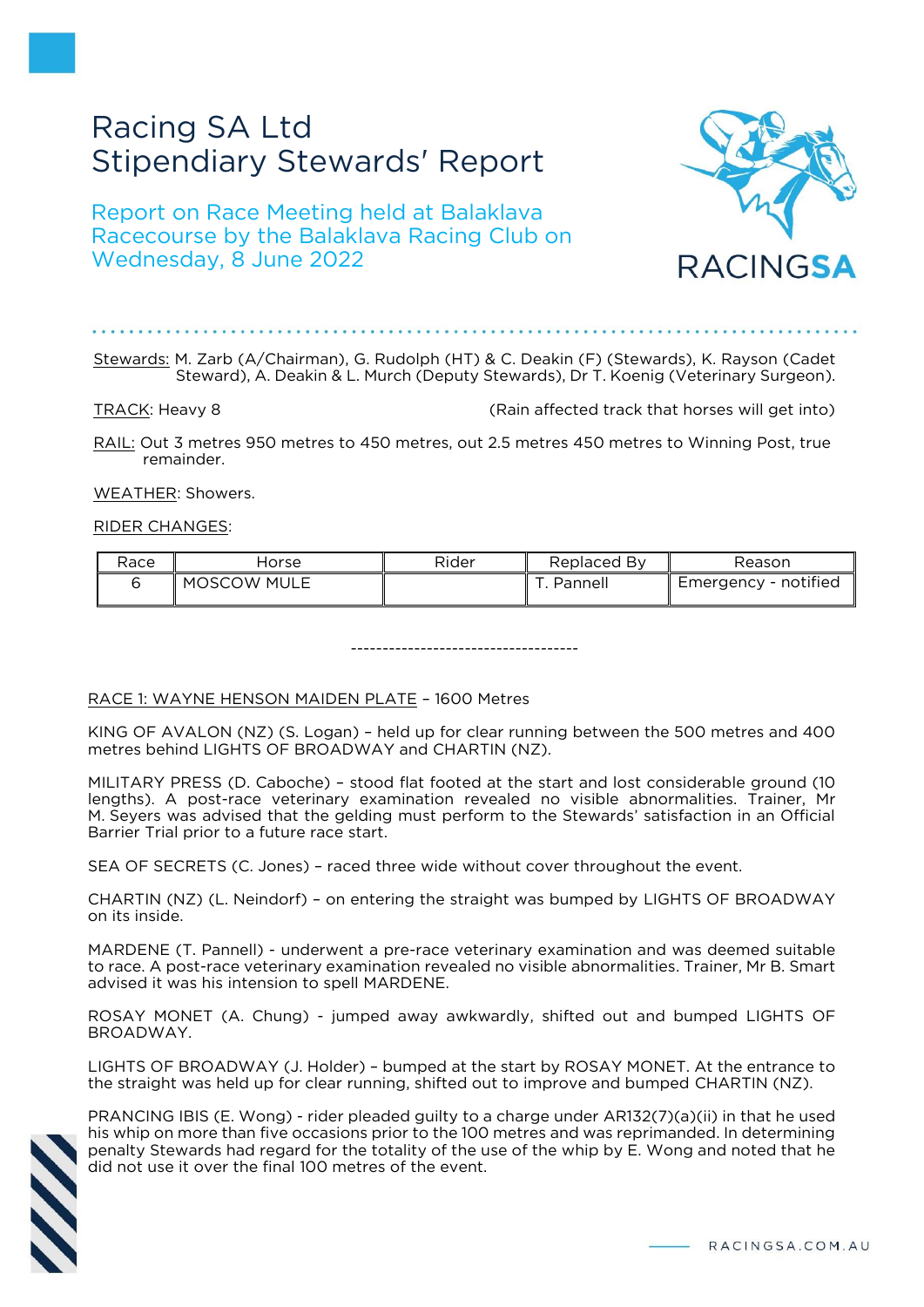# Racing SA Ltd
# Stipendiary Stewards' Report

## Report on Race Meeting held at Balaklava Racecourse by the Balaklava Racing Club on Wednesday, 8 June 2022

Stewards: M. Zarb (A/Chairman), G. Rudolph (HT) & C. Deakin (F) (Stewards), K. Rayson (Cadet Steward), A. Deakin & L. Murch (Deputy Stewards), Dr T. Koenig (Veterinary Surgeon).

TRACK: Heavy 8 (Rain affected track that horses will get into)

RAIL: Out 3 metres 950 metres to 450 metres, out 2.5 metres 450 metres to Winning Post, true remainder.

WEATHER: Showers.

RIDER CHANGES:

| Race | Horse | Rider | Replaced By | Reason |
|---|---|---|---|---|
| 6 | MOSCOW MULE | | T. Pannell | Emergency - notified |

------------------------------------

RACE 1: WAYNE HENSON MAIDEN PLATE – 1600 Metres

KING OF AVALON (NZ) (S. Logan) – held up for clear running between the 500 metres and 400 metres behind LIGHTS OF BROADWAY and CHARTIN (NZ).

MILITARY PRESS (D. Caboche) – stood flat footed at the start and lost considerable ground (10 lengths). A post-race veterinary examination revealed no visible abnormalities. Trainer, Mr M. Seyers was advised that the gelding must perform to the Stewards' satisfaction in an Official Barrier Trial prior to a future race start.

SEA OF SECRETS (C. Jones) – raced three wide without cover throughout the event.

CHARTIN (NZ) (L. Neindorf) – on entering the straight was bumped by LIGHTS OF BROADWAY on its inside.

MARDENE (T. Pannell) - underwent a pre-race veterinary examination and was deemed suitable to race. A post-race veterinary examination revealed no visible abnormalities. Trainer, Mr B. Smart advised it was his intension to spell MARDENE.

ROSAY MONET (A. Chung) - jumped away awkwardly, shifted out and bumped LIGHTS OF BROADWAY.

LIGHTS OF BROADWAY (J. Holder) – bumped at the start by ROSAY MONET. At the entrance to the straight was held up for clear running, shifted out to improve and bumped CHARTIN (NZ).

PRANCING IBIS (E. Wong) - rider pleaded guilty to a charge under AR132(7)(a)(ii) in that he used his whip on more than five occasions prior to the 100 metres and was reprimanded. In determining penalty Stewards had regard for the totality of the use of the whip by E. Wong and noted that he did not use it over the final 100 metres of the event.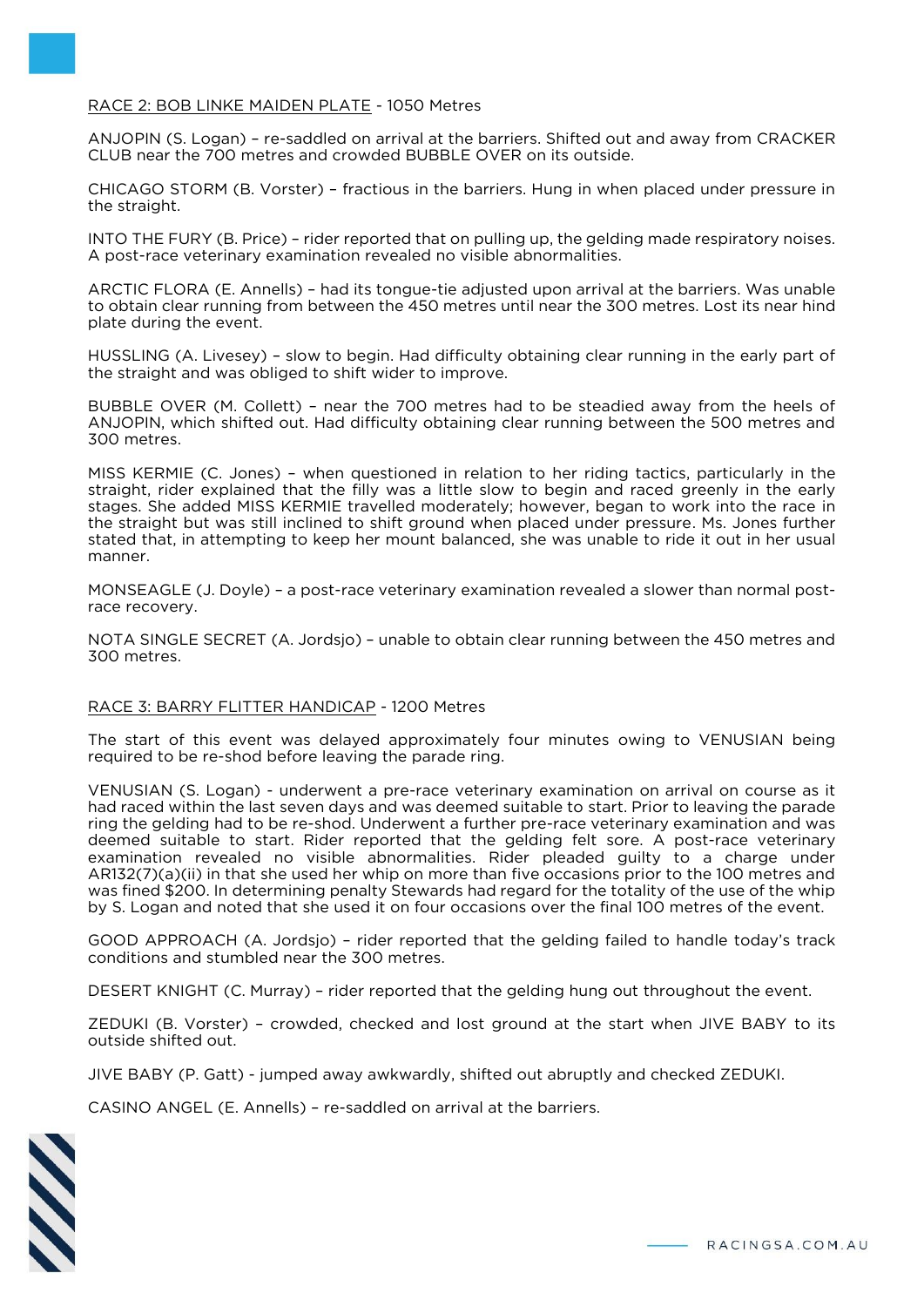<u>RACE 2: BOB LINKE MAIDEN PLATE</u> - 1050 Metres

ANJOPIN (S. Logan) – re-saddled on arrival at the barriers. Shifted out and away from CRACKER CLUB near the 700 metres and crowded BUBBLE OVER on its outside.

CHICAGO STORM (B. Vorster) – fractious in the barriers. Hung in when placed under pressure in the straight.

INTO THE FURY (B. Price) – rider reported that on pulling up, the gelding made respiratory noises. A post-race veterinary examination revealed no visible abnormalities.

ARCTIC FLORA (E. Annells) – had its tongue-tie adjusted upon arrival at the barriers. Was unable to obtain clear running from between the 450 metres until near the 300 metres. Lost its near hind plate during the event.

HUSSLING (A. Livesey) – slow to begin. Had difficulty obtaining clear running in the early part of the straight and was obliged to shift wider to improve.

BUBBLE OVER (M. Collett) – near the 700 metres had to be steadied away from the heels of ANJOPIN, which shifted out. Had difficulty obtaining clear running between the 500 metres and 300 metres.

MISS KERMIE (C. Jones) – when questioned in relation to her riding tactics, particularly in the straight, rider explained that the filly was a little slow to begin and raced greenly in the early stages. She added MISS KERMIE travelled moderately; however, began to work into the race in the straight but was still inclined to shift ground when placed under pressure. Ms. Jones further stated that, in attempting to keep her mount balanced, she was unable to ride it out in her usual manner.

MONSEAGLE (J. Doyle) – a post-race veterinary examination revealed a slower than normal post-race recovery.

NOTA SINGLE SECRET (A. Jordsjo) – unable to obtain clear running between the 450 metres and 300 metres.

<u>RACE 3: BARRY FLITTER HANDICAP</u> - 1200 Metres

The start of this event was delayed approximately four minutes owing to VENUSIAN being required to be re-shod before leaving the parade ring.

VENUSIAN (S. Logan) - underwent a pre-race veterinary examination on arrival on course as it had raced within the last seven days and was deemed suitable to start. Prior to leaving the parade ring the gelding had to be re-shod. Underwent a further pre-race veterinary examination and was deemed suitable to start. Rider reported that the gelding felt sore. A post-race veterinary examination revealed no visible abnormalities. Rider pleaded guilty to a charge under AR132(7)(a)(ii) in that she used her whip on more than five occasions prior to the 100 metres and was fined $200. In determining penalty Stewards had regard for the totality of the use of the whip by S. Logan and noted that she used it on four occasions over the final 100 metres of the event.

GOOD APPROACH (A. Jordsjo) – rider reported that the gelding failed to handle today's track conditions and stumbled near the 300 metres.

DESERT KNIGHT (C. Murray) – rider reported that the gelding hung out throughout the event.

ZEDUKI (B. Vorster) – crowded, checked and lost ground at the start when JIVE BABY to its outside shifted out.

JIVE BABY (P. Gatt) - jumped away awkwardly, shifted out abruptly and checked ZEDUKI.

CASINO ANGEL (E. Annells) – re-saddled on arrival at the barriers.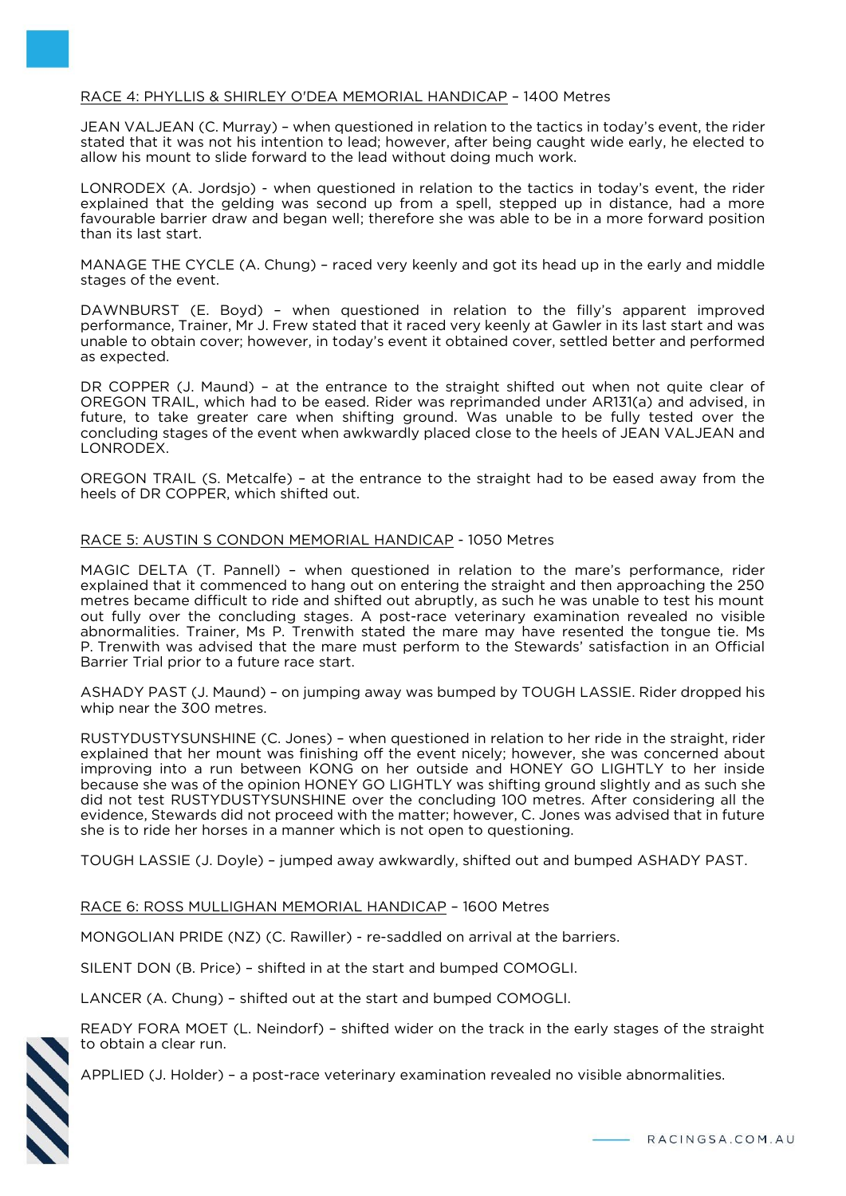RACE 4: PHYLLIS & SHIRLEY O'DEA MEMORIAL HANDICAP – 1400 Metres

JEAN VALJEAN (C. Murray) – when questioned in relation to the tactics in today's event, the rider stated that it was not his intention to lead; however, after being caught wide early, he elected to allow his mount to slide forward to the lead without doing much work.

LONRODEX (A. Jordsjo) - when questioned in relation to the tactics in today's event, the rider explained that the gelding was second up from a spell, stepped up in distance, had a more favourable barrier draw and began well; therefore she was able to be in a more forward position than its last start.

MANAGE THE CYCLE (A. Chung) – raced very keenly and got its head up in the early and middle stages of the event.

DAWNBURST (E. Boyd) – when questioned in relation to the filly's apparent improved performance, Trainer, Mr J. Frew stated that it raced very keenly at Gawler in its last start and was unable to obtain cover; however, in today's event it obtained cover, settled better and performed as expected.

DR COPPER (J. Maund) – at the entrance to the straight shifted out when not quite clear of OREGON TRAIL, which had to be eased. Rider was reprimanded under AR131(a) and advised, in future, to take greater care when shifting ground. Was unable to be fully tested over the concluding stages of the event when awkwardly placed close to the heels of JEAN VALJEAN and LONRODEX.

OREGON TRAIL (S. Metcalfe) – at the entrance to the straight had to be eased away from the heels of DR COPPER, which shifted out.

RACE 5: AUSTIN S CONDON MEMORIAL HANDICAP - 1050 Metres

MAGIC DELTA (T. Pannell) – when questioned in relation to the mare's performance, rider explained that it commenced to hang out on entering the straight and then approaching the 250 metres became difficult to ride and shifted out abruptly, as such he was unable to test his mount out fully over the concluding stages. A post-race veterinary examination revealed no visible abnormalities. Trainer, Ms P. Trenwith stated the mare may have resented the tongue tie. Ms P. Trenwith was advised that the mare must perform to the Stewards' satisfaction in an Official Barrier Trial prior to a future race start.

ASHADY PAST (J. Maund) – on jumping away was bumped by TOUGH LASSIE. Rider dropped his whip near the 300 metres.

RUSTYDUSTYSUNSHINE (C. Jones) – when questioned in relation to her ride in the straight, rider explained that her mount was finishing off the event nicely; however, she was concerned about improving into a run between KONG on her outside and HONEY GO LIGHTLY to her inside because she was of the opinion HONEY GO LIGHTLY was shifting ground slightly and as such she did not test RUSTYDUSTYSUNSHINE over the concluding 100 metres. After considering all the evidence, Stewards did not proceed with the matter; however, C. Jones was advised that in future she is to ride her horses in a manner which is not open to questioning.

TOUGH LASSIE (J. Doyle) – jumped away awkwardly, shifted out and bumped ASHADY PAST.

RACE 6: ROSS MULLIGHAN MEMORIAL HANDICAP – 1600 Metres

MONGOLIAN PRIDE (NZ) (C. Rawiller) - re-saddled on arrival at the barriers.

SILENT DON (B. Price) – shifted in at the start and bumped COMOGLI.

LANCER (A. Chung) – shifted out at the start and bumped COMOGLI.

READY FORA MOET (L. Neindorf) – shifted wider on the track in the early stages of the straight to obtain a clear run.

APPLIED (J. Holder) – a post-race veterinary examination revealed no visible abnormalities.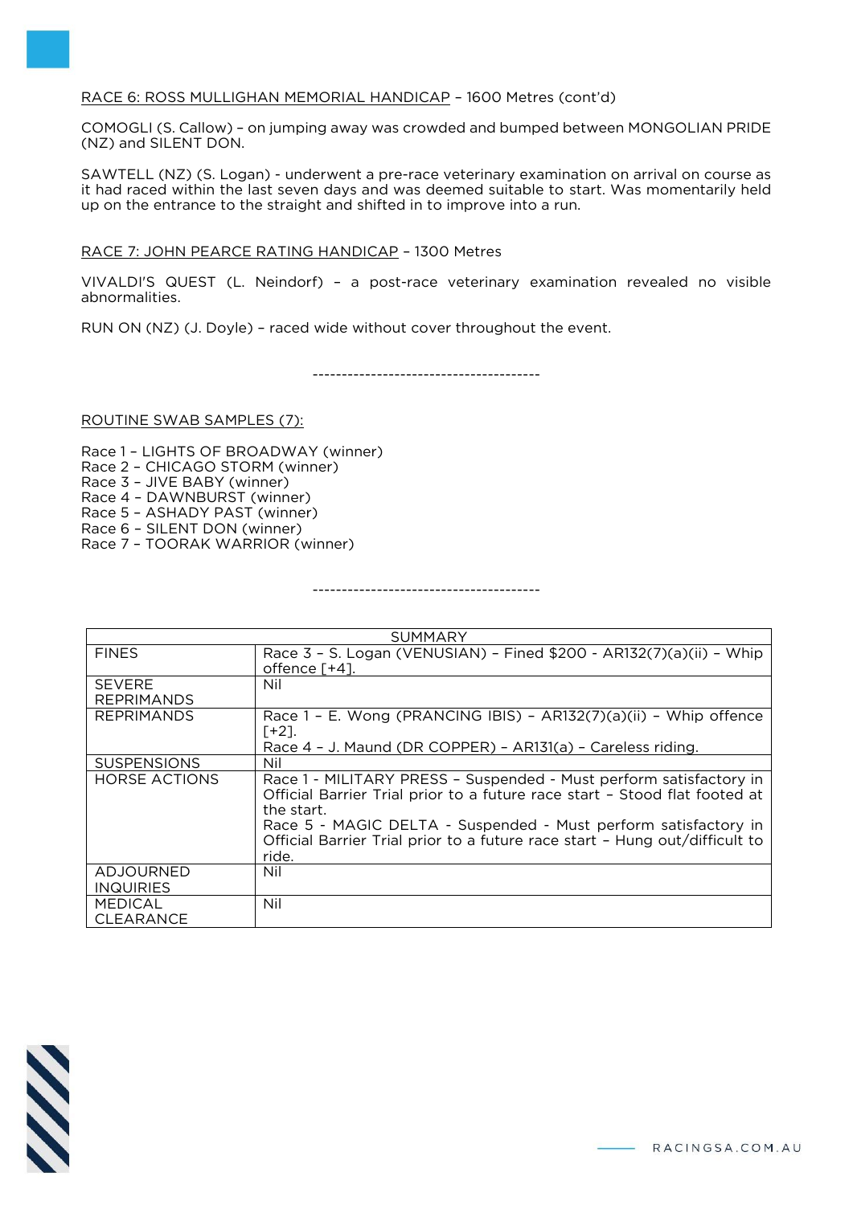RACE 6: ROSS MULLIGHAN MEMORIAL HANDICAP – 1600 Metres (cont'd)

COMOGLI (S. Callow) – on jumping away was crowded and bumped between MONGOLIAN PRIDE (NZ) and SILENT DON.

SAWTELL (NZ) (S. Logan) - underwent a pre-race veterinary examination on arrival on course as it had raced within the last seven days and was deemed suitable to start. Was momentarily held up on the entrance to the straight and shifted in to improve into a run.

RACE 7: JOHN PEARCE RATING HANDICAP – 1300 Metres

VIVALDI'S QUEST (L. Neindorf) – a post-race veterinary examination revealed no visible abnormalities.

RUN ON (NZ) (J. Doyle) – raced wide without cover throughout the event.

---

ROUTINE SWAB SAMPLES (7):

Race 1 – LIGHTS OF BROADWAY (winner)
Race 2 – CHICAGO STORM (winner)
Race 3 – JIVE BABY (winner)
Race 4 – DAWNBURST (winner)
Race 5 – ASHADY PAST (winner)
Race 6 – SILENT DON (winner)
Race 7 – TOORAK WARRIOR (winner)

---

| SUMMARY | |
|---|---|
| FINES | Race 3 – S. Logan (VENUSIAN) – Fined $200 - AR132(7)(a)(ii) – Whip offence [+4]. |
| SEVERE REPRIMANDS | Nil |
| REPRIMANDS | Race 1 – E. Wong (PRANCING IBIS) – AR132(7)(a)(ii) – Whip offence [+2].<br>Race 4 – J. Maund (DR COPPER) – AR131(a) – Careless riding. |
| SUSPENSIONS | Nil |
| HORSE ACTIONS | Race 1 - MILITARY PRESS – Suspended - Must perform satisfactory in Official Barrier Trial prior to a future race start – Stood flat footed at the start.<br>Race 5 - MAGIC DELTA - Suspended - Must perform satisfactory in Official Barrier Trial prior to a future race start – Hung out/difficult to ride. |
| ADJOURNED INQUIRIES | Nil |
| MEDICAL CLEARANCE | Nil |